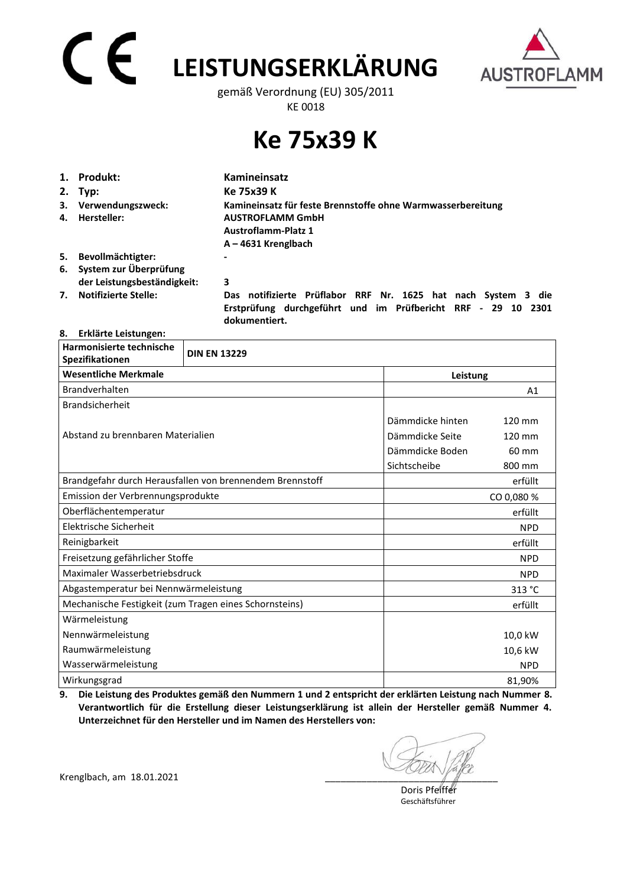# LEISTUNGSERKLÄRUNG

gemäß Verordnung (EU) 305/2011

KE 0018

# Ke 75x39 K

1. **Produkt:** **Kamineinsatz**
2. **Typ:** **Ke 75x39 K**
3. **Verwendungszweck:** **Kamineinsatz für feste Brennstoffe ohne Warmwasserbereitung**
4. **Hersteller:** **AUSTROFLAMM GmbH**
   **Austroflamm-Platz 1**
   **A – 4631 Krenglbach**
5. **Bevollmächtigter:** -
6. **System zur Überprüfung der Leistungsbeständigkeit:** **3**
7. **Notifizierte Stelle:** **Das notifizierte Prüflabor RRF Nr. 1625 hat nach System 3 die Erstprüfung durchgeführt und im Prüfbericht RRF - 29 10 2301 dokumentiert.**
8. **Erklärte Leistungen:**

| Harmonisierte technische Spezifikationen | DIN EN 13229 | |
|---|---|---|
| **Wesentliche Merkmale** | **Leistung** | |
| Brandverhalten | | A1 |
| Brandsicherheit | | |
| Abstand zu brennbaren Materialien | Dämmdicke hinten | 120 mm |
| | Dämmdicke Seite | 120 mm |
| | Dämmdicke Boden | 60 mm |
| | Sichtscheibe | 800 mm |
| Brandgefahr durch Herausfallen von brennendem Brennstoff | | erfüllt |
| Emission der Verbrennungsprodukte | | CO 0,080 % |
| Oberflächentemperatur | | erfüllt |
| Elektrische Sicherheit | | NPD |
| Reinigbarkeit | | erfüllt |
| Freisetzung gefährlicher Stoffe | | NPD |
| Maximaler Wasserbetriebsdruck | | NPD |
| Abgastemperatur bei Nennwärmeleistung | | 313 °C |
| Mechanische Festigkeit (zum Tragen eines Schornsteins) | | erfüllt |
| Wärmeleistung | | |
| Nennwärmeleistung | | 10,0 kW |
| Raumwärmeleistung | | 10,6 kW |
| Wasserwärmeleistung | | NPD |
| Wirkungsgrad | | 81,90% |

9. **Die Leistung des Produktes gemäß den Nummern 1 und 2 entspricht der erklärten Leistung nach Nummer 8. Verantwortlich für die Erstellung dieser Leistungserklärung ist allein der Hersteller gemäß Nummer 4. Unterzeichnet für den Hersteller und im Namen des Herstellers von:**

Krenglbach, am 18.01.2021

Doris Pfeiffer
Geschäftsführer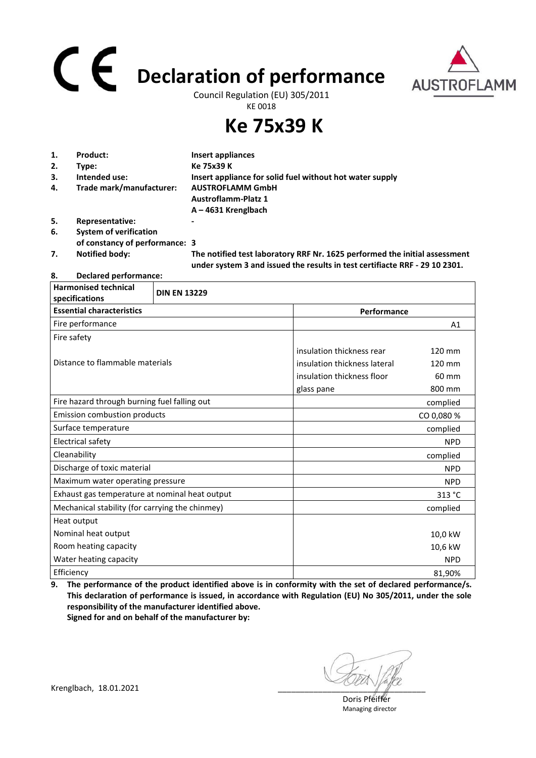# Declaration of performance

Council Regulation (EU) 305/2011

KE 0018

# Ke 75x39 K

1. **Product:** **Insert appliances**
2. **Type:** **Ke 75x39 K**
3. **Intended use:** **Insert appliance for solid fuel without hot water supply**
4. **Trade mark/manufacturer:** **AUSTROFLAMM GmbH**
   **Austroflamm-Platz 1**
   **A – 4631 Krenglbach**
5. **Representative:** **-**
6. **System of verification of constancy of performance:** **3**
7. **Notified body:** **The notified test laboratory RRF Nr. 1625 performed the initial assessment under system 3 and issued the results in test certifiacte RRF - 29 10 2301.**
8. **Declared performance:**

| **Harmonised technical specifications** | **DIN EN 13229** | |
|---|---|---|
| **Essential characteristics** | **Performance** | |
| Fire performance | | A1 |
| Fire safety | | |
| Distance to flammable materials | insulation thickness rear | 120 mm |
| | insulation thickness lateral | 120 mm |
| | insulation thickness floor | 60 mm |
| | glass pane | 800 mm |
| Fire hazard through burning fuel falling out | | complied |
| Emission combustion products | | CO 0,080 % |
| Surface temperature | | complied |
| Electrical safety | | NPD |
| Cleanability | | complied |
| Discharge of toxic material | | NPD |
| Maximum water operating pressure | | NPD |
| Exhaust gas temperature at nominal heat output | | 313 °C |
| Mechanical stability (for carrying the chimney) | | complied |
| Heat output | | |
| Nominal heat output | | 10,0 kW |
| Room heating capacity | | 10,6 kW |
| Water heating capacity | | NPD |
| Efficiency | | 81,90% |

9. **The performance of the product identified above is in conformity with the set of declared performance/s. This declaration of performance is issued, in accordance with Regulation (EU) No 305/2011, under the sole responsibility of the manufacturer identified above.**
   **Signed for and on behalf of the manufacturer by:**

Krenglbach, 18.01.2021

Doris Pfeiffer
Managing director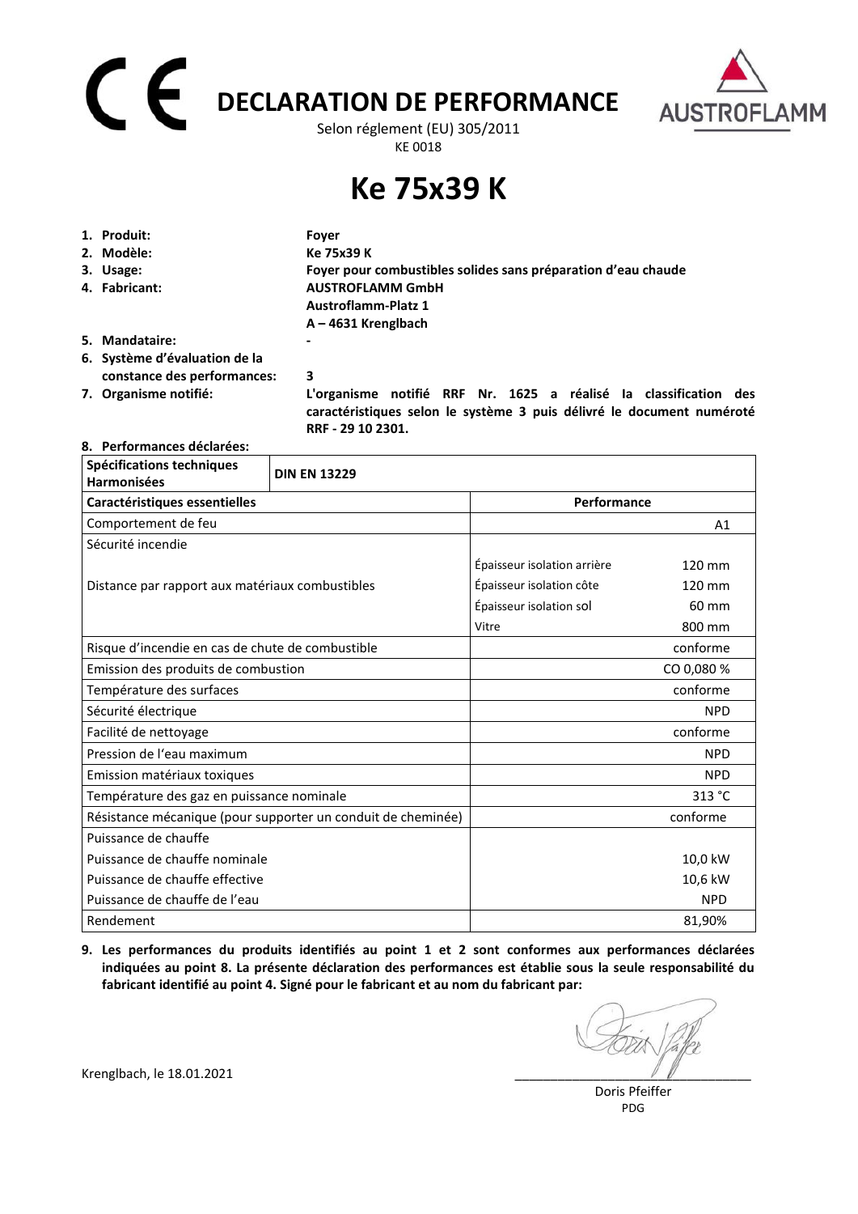# DECLARATION DE PERFORMANCE

Selon réglement (EU) 305/2011

KE 0018

# Ke 75x39 K

| | |
|---|---|
| **1. Produit:** | **Foyer** |
| **2. Modèle:** | **Ke 75x39 K** |
| **3. Usage:** | **Foyer pour combustibles solides sans préparation d'eau chaude** |
| **4. Fabricant:** | **AUSTROFLAMM GmbH**<br>**Austroflamm-Platz 1**<br>**A – 4631 Krenglbach** |
| **5. Mandataire:** | **-** |
| **6. Système d'évaluation de la constance des performances:** | **3** |
| **7. Organisme notifié:** | **L'organisme notifié RRF Nr. 1625 a réalisé la classification des caractéristiques selon le système 3 puis délivré le document numéroté RRF - 29 10 2301.** |

**8. Performances déclarées:**

| **Spécifications techniques Harmonisées** | **DIN EN 13229** | |
|---|---|---|
| **Caractéristiques essentielles** | **Performance** | |
| Comportement de feu | | A1 |
| Sécurité incendie | | |
| Distance par rapport aux matériaux combustibles | Épaisseur isolation arrière | 120 mm |
| | Épaisseur isolation côte | 120 mm |
| | Épaisseur isolation sol | 60 mm |
| | Vitre | 800 mm |
| Risque d'incendie en cas de chute de combustible | | conforme |
| Emission des produits de combustion | | CO 0,080 % |
| Température des surfaces | | conforme |
| Sécurité électrique | | NPD |
| Facilité de nettoyage | | conforme |
| Pression de l'eau maximum | | NPD |
| Emission matériaux toxiques | | NPD |
| Température des gaz en puissance nominale | | 313 °C |
| Résistance mécanique (pour supporter un conduit de cheminée) | | conforme |
| Puissance de chauffe | | |
| Puissance de chauffe nominale | | 10,0 kW |
| Puissance de chauffe effective | | 10,6 kW |
| Puissance de chauffe de l'eau | | NPD |
| Rendement | | 81,90% |

**9. Les performances du produits identifiés au point 1 et 2 sont conformes aux performances déclarées indiquées au point 8. La présente déclaration des performances est établie sous la seule responsabilité du fabricant identifié au point 4. Signé pour le fabricant et au nom du fabricant par:**

Krenglbach, le 18.01.2021

Doris Pfeiffer

PDG